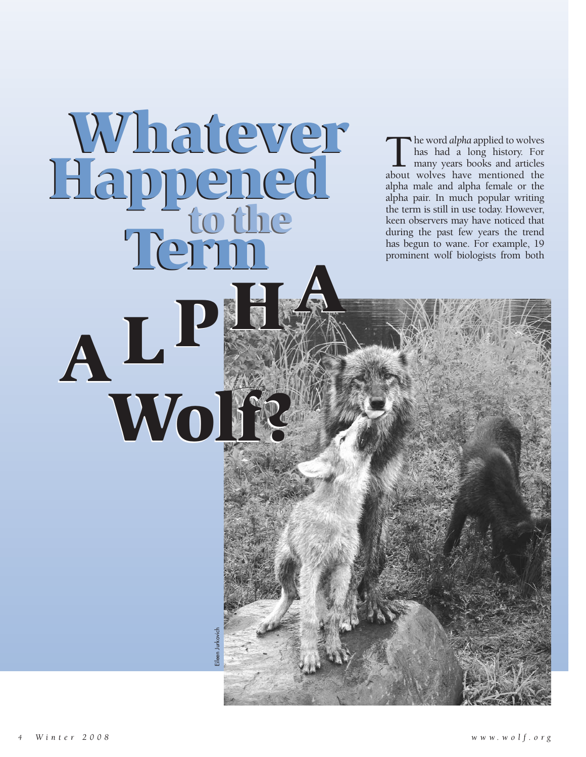# Whatever Happened to the Term Alpha Wolf?

The word *alpha* applied to wolves has had a long history. For many years books and articles about wolves have mentioned the alpha male and alpha female or the alpha pair. In much popular writing the term is still in use today. However, keen observers may have noticed that during the past few years the trend has begun to wane. For example, 19 prominent wolf biologists from both

Eileen Jurkovich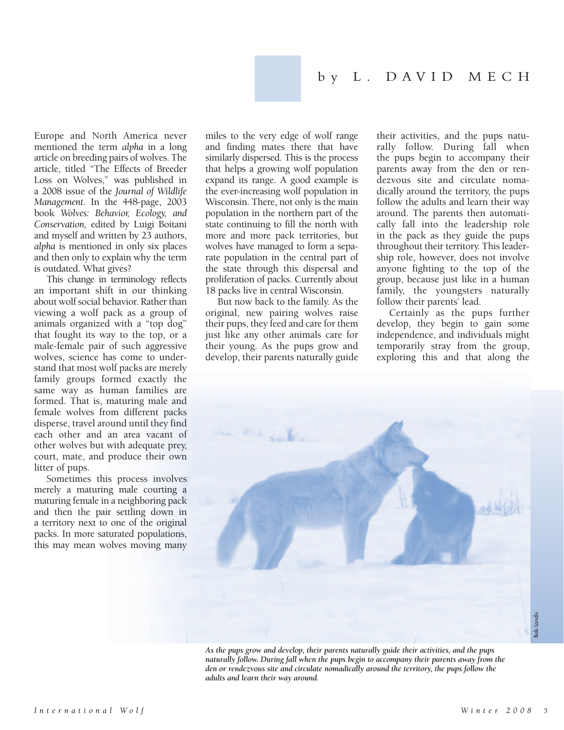by L. DAVID MECH

Europe and North America never mentioned the term *alpha* in a long article on breeding pairs of wolves. The article, titled "The Effects of Breeder Loss on Wolves," was published in a 2008 issue of the *Journal of Wildlife Management*. In the 448-page, 2003 book *Wolves: Behavior, Ecology, and Conservation,* edited by Luigi Boitani and myself and written by 23 authors, *alpha* is mentioned in only six places and then only to explain why the term is outdated. What gives?

This change in terminology reflects an important shift in our thinking about wolf social behavior. Rather than viewing a wolf pack as a group of animals organized with a "top dog" that fought its way to the top, or a male-female pair of such aggressive wolves, science has come to understand that most wolf packs are merely family groups formed exactly the same way as human families are formed. That is, maturing male and female wolves from different packs disperse, travel around until they find each other and an area vacant of other wolves but with adequate prey, court, mate, and produce their own litter of pups.

Sometimes this process involves merely a maturing male courting a maturing female in a neighboring pack and then the pair settling down in a territory next to one of the original packs. In more saturated populations, this may mean wolves moving many miles to the very edge of wolf range and finding mates there that have similarly dispersed. This is the process that helps a growing wolf population expand its range. A good example is the ever-increasing wolf population in Wisconsin. There, not only is the main population in the northern part of the state continuing to fill the north with more and more pack territories, but wolves have managed to form a separate population in the central part of the state through this dispersal and proliferation of packs. Currently about 18 packs live in central Wisconsin.

But now back to the family. As the original, new pairing wolves raise their pups, they feed and care for them just like any other animals care for their young. As the pups grow and develop, their parents naturally guide their activities, and the pups naturally follow. During fall when the pups begin to accompany their parents away from the den or rendezvous site and circulate nomadically around the territory, the pups follow the adults and learn their way around. The parents then automatically fall into the leadership role in the pack as they guide the pups throughout their territory. This leadership role, however, does not involve anyone fighting to the top of the group, because just like in a human family, the youngsters naturally follow their parents' lead.

Certainly as the pups further develop, they begin to gain some independence, and individuals might temporarily stray from the group, exploring this and that along the

Bob Landis

*As the pups grow and develop, their parents naturally guide their activities, and the pups naturally follow. During fall when the pups begin to accompany their parents away from the den or rendezvous site and circulate nomadically around the territory, the pups follow the adults and learn their way around.*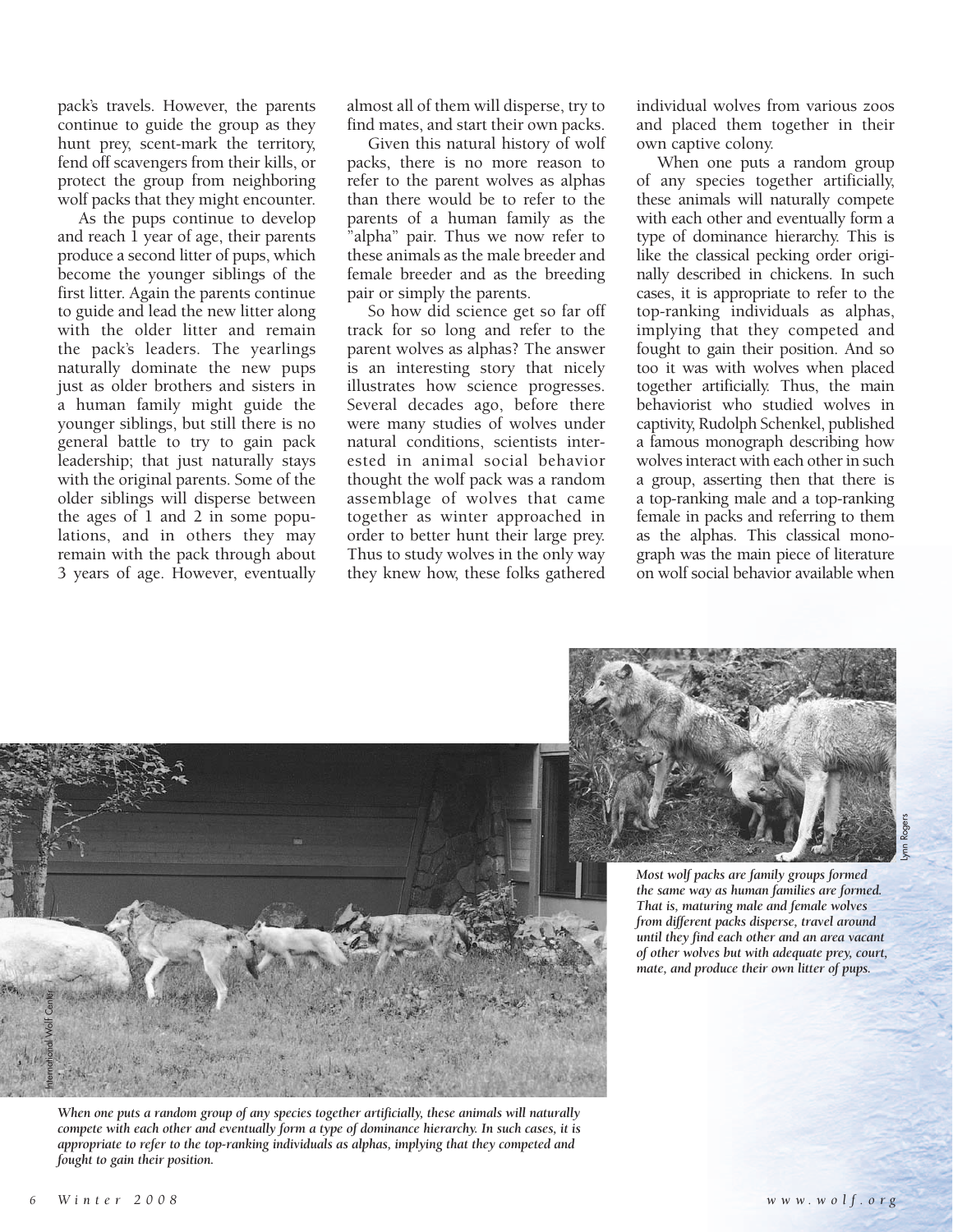pack's travels. However, the parents continue to guide the group as they hunt prey, scent-mark the territory, fend off scavengers from their kills, or protect the group from neighboring wolf packs that they might encounter.

As the pups continue to develop and reach 1 year of age, their parents produce a second litter of pups, which become the younger siblings of the first litter. Again the parents continue to guide and lead the new litter along with the older litter and remain the pack's leaders. The yearlings naturally dominate the new pups just as older brothers and sisters in a human family might guide the younger siblings, but still there is no general battle to try to gain pack leadership; that just naturally stays with the original parents. Some of the older siblings will disperse between the ages of 1 and 2 in some populations, and in others they may remain with the pack through about 3 years of age. However, eventually almost all of them will disperse, try to find mates, and start their own packs.

Given this natural history of wolf packs, there is no more reason to refer to the parent wolves as alphas than there would be to refer to the parents of a human family as the "alpha" pair. Thus we now refer to these animals as the male breeder and female breeder and as the breeding pair or simply the parents.

So how did science get so far off track for so long and refer to the parent wolves as alphas? The answer is an interesting story that nicely illustrates how science progresses. Several decades ago, before there were many studies of wolves under natural conditions, scientists interested in animal social behavior thought the wolf pack was a random assemblage of wolves that came together as winter approached in order to better hunt their large prey. Thus to study wolves in the only way they knew how, these folks gathered individual wolves from various zoos and placed them together in their own captive colony.

When one puts a random group of any species together artificially, these animals will naturally compete with each other and eventually form a type of dominance hierarchy. This is like the classical pecking order originally described in chickens. In such cases, it is appropriate to refer to the top-ranking individuals as alphas, implying that they competed and fought to gain their position. And so too it was with wolves when placed together artificially. Thus, the main behaviorist who studied wolves in captivity, Rudolph Schenkel, published a famous monograph describing how wolves interact with each other in such a group, asserting then that there is a top-ranking male and a top-ranking female in packs and referring to them as the alphas. This classical monograph was the main piece of literature on wolf social behavior available when

*Most wolf packs are family groups formed the same way as human families are formed. That is, maturing male and female wolves from different packs disperse, travel around until they find each other and an area vacant of other wolves but with adequate prey, court, mate, and produce their own litter of pups.*

*When one puts a random group of any species together artificially, these animals will naturally compete with each other and eventually form a type of dominance hierarchy. In such cases, it is appropriate to refer to the top-ranking individuals as alphas, implying that they competed and fought to gain their position.*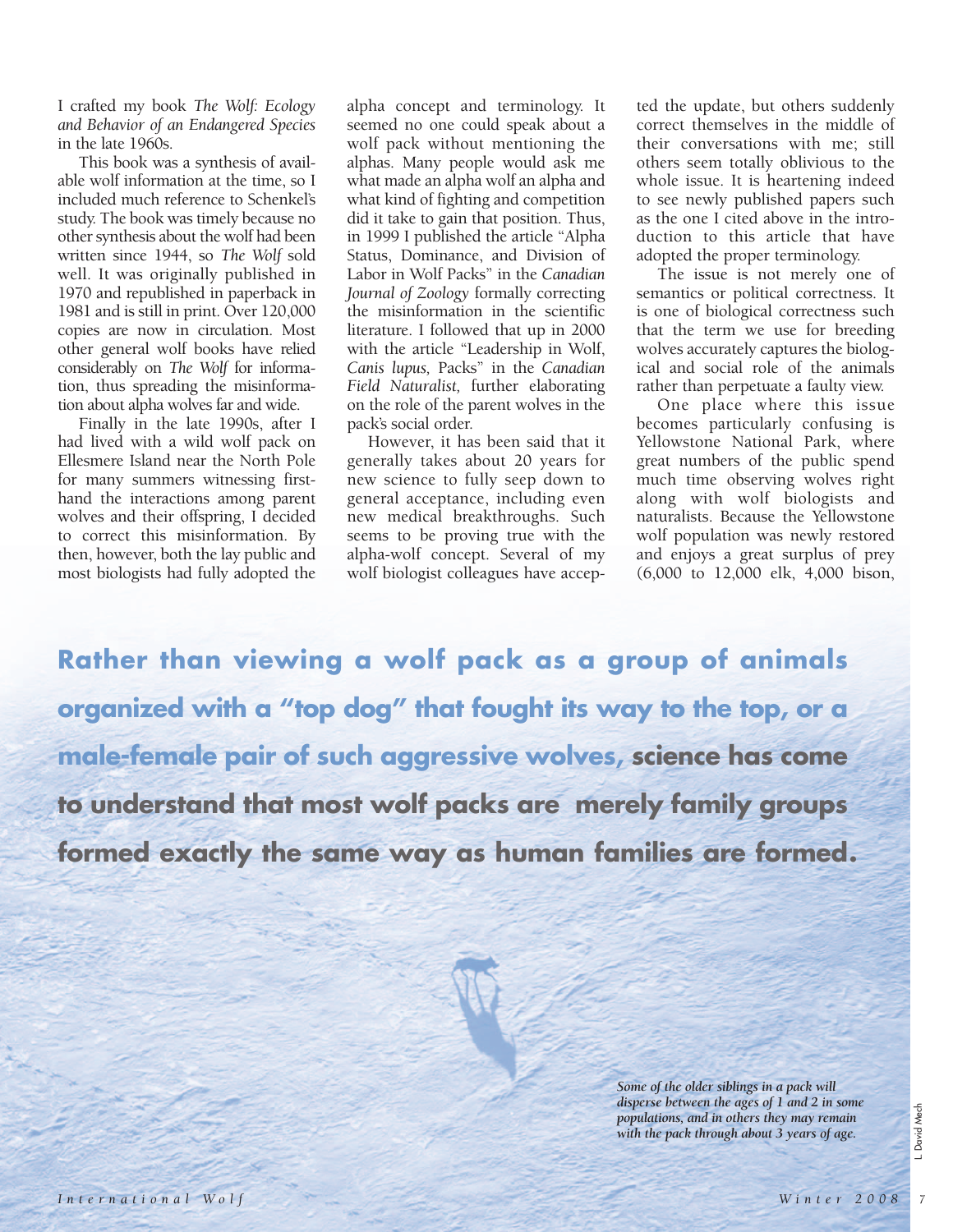I crafted my book *The Wolf: Ecology and Behavior of an Endangered Species* in the late 1960s.

This book was a synthesis of available wolf information at the time, so I included much reference to Schenkel's study. The book was timely because no other synthesis about the wolf had been written since 1944, so *The Wolf* sold well. It was originally published in 1970 and republished in paperback in 1981 and is still in print. Over 120,000 copies are now in circulation. Most other general wolf books have relied considerably on *The Wolf* for information, thus spreading the misinformation about alpha wolves far and wide.

Finally in the late 1990s, after I had lived with a wild wolf pack on Ellesmere Island near the North Pole for many summers witnessing firsthand the interactions among parent wolves and their offspring, I decided to correct this misinformation. By then, however, both the lay public and most biologists had fully adopted the alpha concept and terminology. It seemed no one could speak about a wolf pack without mentioning the alphas. Many people would ask me what made an alpha wolf an alpha and what kind of fighting and competition did it take to gain that position. Thus, in 1999 I published the article "Alpha Status, Dominance, and Division of Labor in Wolf Packs" in the *Canadian Journal of Zoology* formally correcting the misinformation in the scientific literature. I followed that up in 2000 with the article "Leadership in Wolf, *Canis lupus*, Packs" in the *Canadian Field Naturalist*, further elaborating on the role of the parent wolves in the pack's social order.

However, it has been said that it generally takes about 20 years for new science to fully seep down to general acceptance, including even new medical breakthroughs. Such seems to be proving true with the alpha-wolf concept. Several of my wolf biologist colleagues have accepted the update, but others suddenly correct themselves in the middle of their conversations with me; still others seem totally oblivious to the whole issue. It is heartening indeed to see newly published papers such as the one I cited above in the introduction to this article that have adopted the proper terminology.

The issue is not merely one of semantics or political correctness. It is one of biological correctness such that the term we use for breeding wolves accurately captures the biological and social role of the animals rather than perpetuate a faulty view.

One place where this issue becomes particularly confusing is Yellowstone National Park, where great numbers of the public spend much time observing wolves right along with wolf biologists and naturalists. Because the Yellowstone wolf population was newly restored and enjoys a great surplus of prey (6,000 to 12,000 elk, 4,000 bison,

**Rather than viewing a wolf pack as a group of animals organized with a "top dog" that fought its way to the top, or a male-female pair of such aggressive wolves, science has come to understand that most wolf packs are merely family groups formed exactly the same way as human families are formed.**

*Some of the older siblings in a pack will disperse between the ages of 1 and 2 in some populations, and in others they may remain with the pack through about 3 years of age.*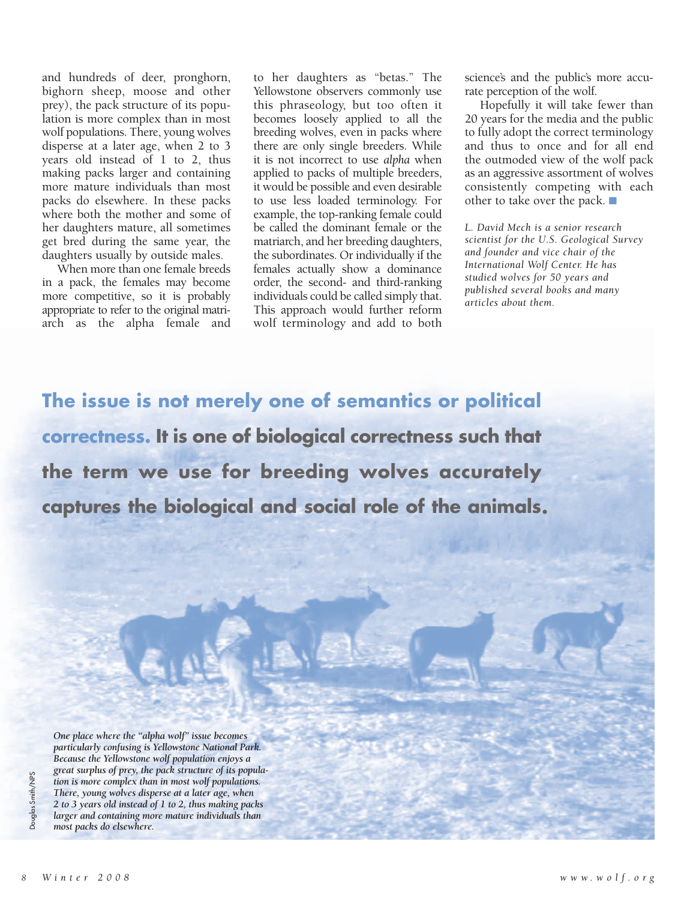and hundreds of deer, pronghorn, bighorn sheep, moose and other prey), the pack structure of its population is more complex than in most wolf populations. There, young wolves disperse at a later age, when 2 to 3 years old instead of 1 to 2, thus making packs larger and containing more mature individuals than most packs do elsewhere. In these packs where both the mother and some of her daughters mature, all sometimes get bred during the same year, the daughters usually by outside males.

When more than one female breeds in a pack, the females may become more competitive, so it is probably appropriate to refer to the original matriarch as the alpha female and to her daughters as "betas." The Yellowstone observers commonly use this phraseology, but too often it becomes loosely applied to all the breeding wolves, even in packs where there are only single breeders. While it is not incorrect to use *alpha* when applied to packs of multiple breeders, it would be possible and even desirable to use less loaded terminology. For example, the top-ranking female could be called the dominant female or the matriarch, and her breeding daughters, the subordinates. Or individually if the females actually show a dominance order, the second- and third-ranking individuals could be called simply that. This approach would further reform wolf terminology and add to both science's and the public's more accurate perception of the wolf.

Hopefully it will take fewer than 20 years for the media and the public to fully adopt the correct terminology and thus to once and for all end the outmoded view of the wolf pack as an aggressive assortment of wolves consistently competing with each other to take over the pack. ■

*L. David Mech is a senior research scientist for the U.S. Geological Survey and founder and vice chair of the International Wolf Center. He has studied wolves for 50 years and published several books and many articles about them.*

**The issue is not merely one of semantics or political correctness. It is one of biological correctness such that the term we use for breeding wolves accurately captures the biological and social role of the animals.**

*One place where the "alpha wolf" issue becomes particularly confusing is Yellowstone National Park. Because the Yellowstone wolf population enjoys a great surplus of prey, the pack structure of its population is more complex than in most wolf populations. There, young wolves disperse at a later age, when 2 to 3 years old instead of 1 to 2, thus making packs larger and containing more mature individuals than most packs do elsewhere.*

Douglas Smith/NPS